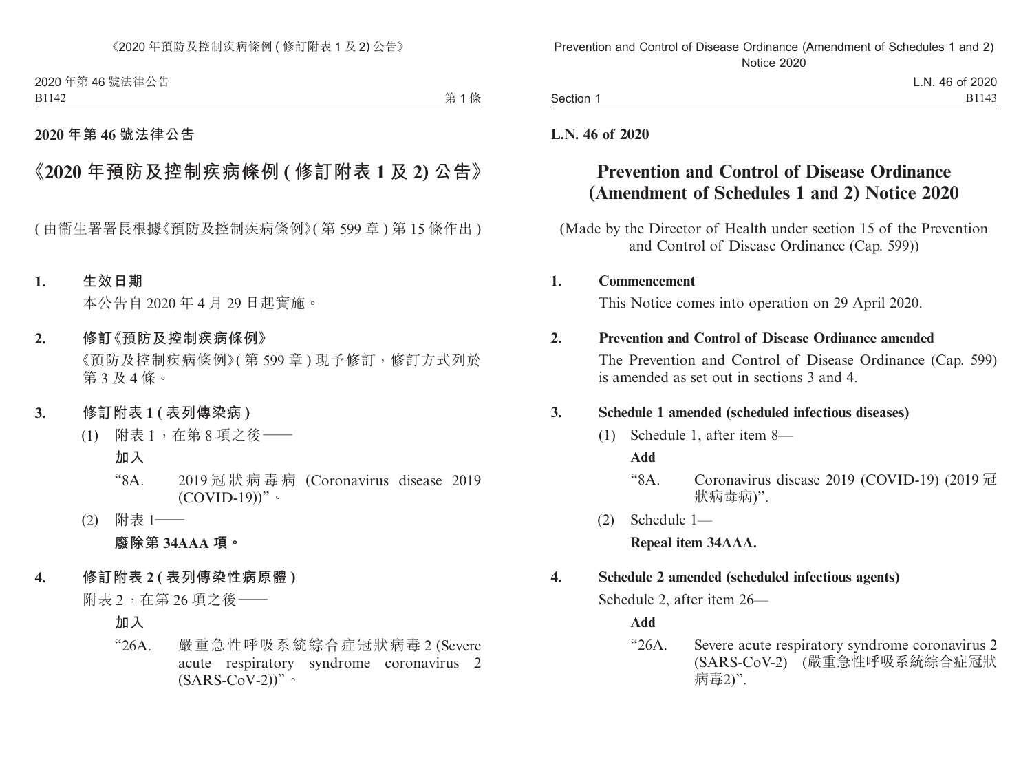**2020 年第 46 號法律公告**

# 《2020 年預防及控制疾病條例 (修訂附表 1 及 2) 公告》

(由衞生署署長根據《預防及控制疾病條例》(第 599 章) 第 15 條作出)

**1. 生效日期**

本公告自 2020 年 4 月 29 日起實施。

**2. 修訂《預防及控制疾病條例》**

《預防及控制疾病條例》(第 599 章) 現予修訂，修訂方式列於第 3 及 4 條。

**3. 修訂附表 1 (表列傳染病)**

(1) 附表 1，在第 8 項之後——

**加入**

“8A. 2019 冠狀病毒病 (Coronavirus disease 2019 (COVID-19))”。

(2) 附表 1——

**廢除第 34AAA 項。**

**4. 修訂附表 2 (表列傳染性病原體)**

附表 2，在第 26 項之後——

**加入**

“26A. 嚴重急性呼吸系統綜合症冠狀病毒 2 (Severe acute respiratory syndrome coronavirus 2 (SARS-CoV-2))”。

**L.N. 46 of 2020**

# Prevention and Control of Disease Ordinance (Amendment of Schedules 1 and 2) Notice 2020

(Made by the Director of Health under section 15 of the Prevention and Control of Disease Ordinance (Cap. 599))

**1. Commencement**

This Notice comes into operation on 29 April 2020.

**2. Prevention and Control of Disease Ordinance amended**

The Prevention and Control of Disease Ordinance (Cap. 599) is amended as set out in sections 3 and 4.

**3. Schedule 1 amended (scheduled infectious diseases)**

(1) Schedule 1, after item 8—

**Add**

“8A. Coronavirus disease 2019 (COVID-19) (2019 冠狀病毒病)”.

(2) Schedule 1—

**Repeal item 34AAA.**

**4. Schedule 2 amended (scheduled infectious agents)**

Schedule 2, after item 26—

**Add**

“26A. Severe acute respiratory syndrome coronavirus 2 (SARS-CoV-2) (嚴重急性呼吸系統綜合症冠狀病毒2)”.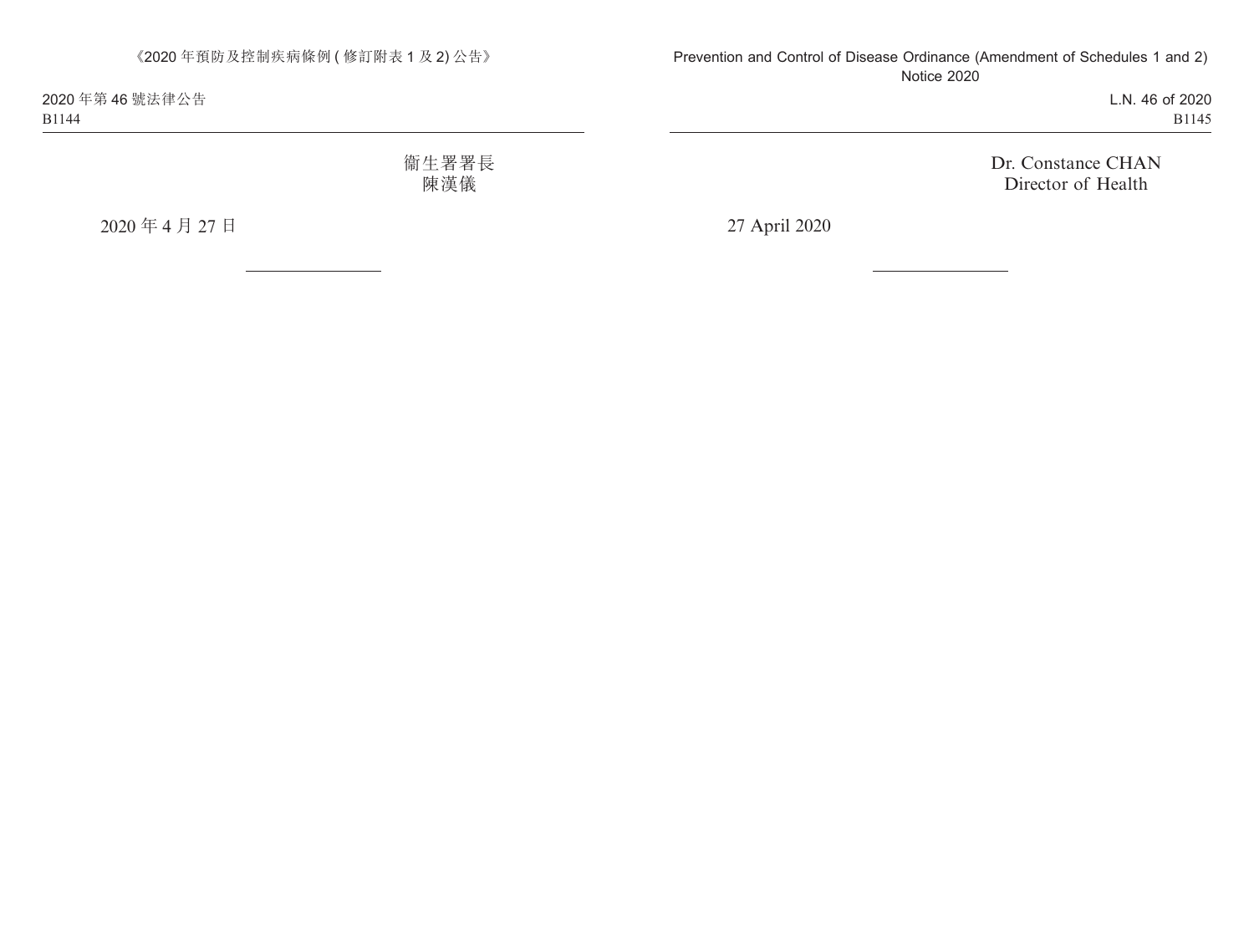衞生署署長
陳漢儀

2020 年 4 月 27 日

---

Dr. Constance CHAN
Director of Health

27 April 2020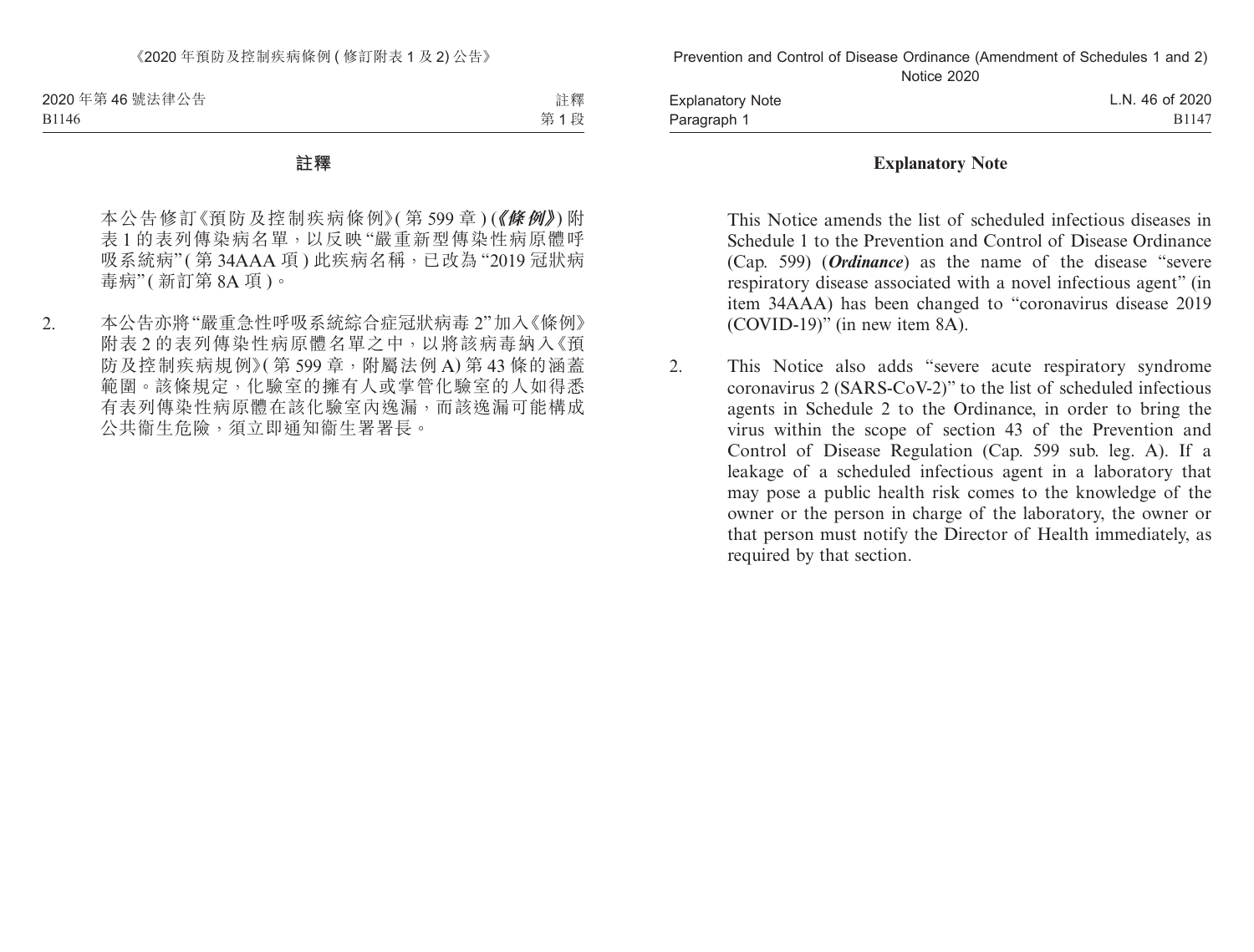## 註釋

本公告修訂《預防及控制疾病條例》(第 599 章) (***《條例》***) 附表 1 的表列傳染病名單，以反映 “嚴重新型傳染性病原體呼吸系統病” (第 34AAA 項) 此疾病名稱，已改為 “2019 冠狀病毒病” (新訂第 8A 項)。

2. 本公告亦將 “嚴重急性呼吸系統綜合症冠狀病毒 2” 加入《條例》附表 2 的表列傳染性病原體名單之中，以將該病毒納入《預防及控制疾病規例》(第 599 章，附屬法例 A) 第 43 條的涵蓋範圍。該條規定，化驗室的擁有人或掌管化驗室的人如得悉有表列傳染性病原體在該化驗室內逸漏，而該逸漏可能構成公共衞生危險，須立即通知衞生署署長。

## Explanatory Note

This Notice amends the list of scheduled infectious diseases in Schedule 1 to the Prevention and Control of Disease Ordinance (Cap. 599) (***Ordinance***) as the name of the disease “severe respiratory disease associated with a novel infectious agent” (in item 34AAA) has been changed to “coronavirus disease 2019 (COVID-19)” (in new item 8A).

2. This Notice also adds “severe acute respiratory syndrome coronavirus 2 (SARS-CoV-2)” to the list of scheduled infectious agents in Schedule 2 to the Ordinance, in order to bring the virus within the scope of section 43 of the Prevention and Control of Disease Regulation (Cap. 599 sub. leg. A). If a leakage of a scheduled infectious agent in a laboratory that may pose a public health risk comes to the knowledge of the owner or the person in charge of the laboratory, the owner or that person must notify the Director of Health immediately, as required by that section.